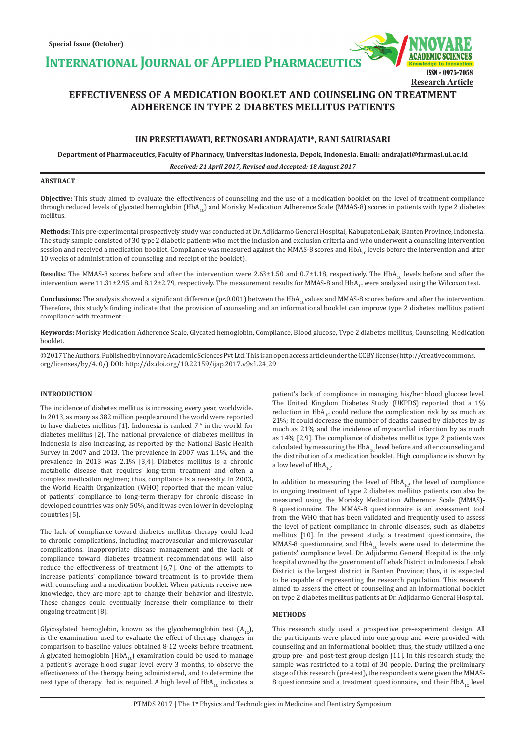# EFFECTIVENESS OF A MEDICATION BOOKLET AND COUNSELING ON TREATMENT ADHERENCE IN TYPE 2 DIABETES MELLITUS PATIENTS

**IIN PRESETIAWATI, RETNOSARI ANDRAJATI*, RANI SAURIASARI**

**Department of Pharmaceutics, Faculty of Pharmacy, Universitas Indonesia, Depok, Indonesia. Email: andrajati@farmasi.ui.ac.id**

***Received: 21 April 2017, Revised and Accepted: 18 August 2017***

## ABSTRACT

**Objective:** This study aimed to evaluate the effectiveness of counseling and the use of a medication booklet on the level of treatment compliance through reduced levels of glycated hemoglobin ($HbA_{1C}$) and Morisky Medication Adherence Scale (MMAS-8) scores in patients with type 2 diabetes mellitus.

**Methods:** This pre-experimental prospectively study was conducted at Dr. Adjidarmo General Hospital, KabupatenLebak, Banten Province, Indonesia. The study sample consisted of 30 type 2 diabetic patients who met the inclusion and exclusion criteria and who underwent a counseling intervention session and received a medication booklet. Compliance was measured against the MMAS-8 scores and $HbA_{1C}$ levels before the intervention and after 10 weeks of administration of counseling and receipt of the booklet).

**Results:** The MMAS-8 scores before and after the intervention were 2.63±1.50 and 0.7±1.18, respectively. The $HbA_{1C}$ levels before and after the intervention were 11.31±2.95 and 8.12±2.79, respectively. The measurement results for MMAS-8 and $HbA_{1C}$ were analyzed using the Wilcoxon test.

**Conclusions:** The analysis showed a significant difference ($p<0.001$) between the $HbA_{1C}$values and MMAS-8 scores before and after the intervention. Therefore, this study's finding indicate that the provision of counseling and an informational booklet can improve type 2 diabetes mellitus patient compliance with treatment.

**Keywords:** Morisky Medication Adherence Scale, Glycated hemoglobin, Compliance, Blood glucose, Type 2 diabetes mellitus, Counseling, Medication booklet.

© 2017 The Authors. Published by Innovare Academic Sciences Pvt Ltd. This is an open access article under the CC BY license (http://creativecommons.org/licenses/by/4. 0/) DOI: http://dx.doi.org/10.22159/ijap.2017.v9s1.24_29

## INTRODUCTION

The incidence of diabetes mellitus is increasing every year, worldwide. In 2013, as many as 382 million people around the world were reported to have diabetes mellitus [1]. Indonesia is ranked 7th in the world for diabetes mellitus [2]. The national prevalence of diabetes mellitus in Indonesia is also increasing, as reported by the National Basic Health Survey in 2007 and 2013. The prevalence in 2007 was 1.1%, and the prevalence in 2013 was 2.1% [3,4]. Diabetes mellitus is a chronic metabolic disease that requires long-term treatment and often a complex medication regimen; thus, compliance is a necessity. In 2003, the World Health Organization (WHO) reported that the mean value of patients' compliance to long-term therapy for chronic disease in developed countries was only 50%, and it was even lower in developing countries [5].

The lack of compliance toward diabetes mellitus therapy could lead to chronic complications, including macrovascular and microvascular complications. Inappropriate disease management and the lack of compliance toward diabetes treatment recommendations will also reduce the effectiveness of treatment [6,7]. One of the attempts to increase patients' compliance toward treatment is to provide them with counseling and a medication booklet. When patients receive new knowledge, they are more apt to change their behavior and lifestyle. These changes could eventually increase their compliance to their ongoing treatment [8].

Glycosylated hemoglobin, known as the glycohemoglobin test ($A_{1C}$), is the examination used to evaluate the effect of therapy changes in comparison to baseline values obtained 8-12 weeks before treatment. A glycated hemoglobin ($HbA_{1C}$) examination could be used to manage a patient's average blood sugar level every 3 months, to observe the effectiveness of the therapy being administered, and to determine the next type of therapy that is required. A high level of $HbA_{1C}$ indicates a patient's lack of compliance in managing his/her blood glucose level. The United Kingdom Diabetes Study (UKPDS) reported that a 1% reduction in $HbA_{1C}$ could reduce the complication risk by as much as 21%; it could decrease the number of deaths caused by diabetes by as much as 21% and the incidence of myocardial infarction by as much as 14% [2,9]. The compliance of diabetes mellitus type 2 patients was calculated by measuring the $HbA_{1C}$ level before and after counseling and the distribution of a medication booklet. High compliance is shown by a low level of $HbA_{1C}$.

In addition to measuring the level of $HbA_{1C}$, the level of compliance to ongoing treatment of type 2 diabetes mellitus patients can also be measured using the Morisky Medication Adherence Scale (MMAS)-8 questionnaire. The MMAS-8 questionnaire is an assessment tool from the WHO that has been validated and frequently used to assess the level of patient compliance in chronic diseases, such as diabetes mellitus [10]. In the present study, a treatment questionnaire, the MMAS-8 questionnaire, and $HbA_{1C}$ levels were used to determine the patients' compliance level. Dr. Adjidarmo General Hospital is the only hospital owned by the government of Lebak District in Indonesia. Lebak District is the largest district in Banten Province; thus, it is expected to be capable of representing the research population. This research aimed to assess the effect of counseling and an informational booklet on type 2 diabetes mellitus patients at Dr. Adjidarmo General Hospital.

## METHODS

This research study used a prospective pre-experiment design. All the participants were placed into one group and were provided with counseling and an informational booklet; thus, the study utilized a one group pre- and post-test group design [11]. In this research study, the sample was restricted to a total of 30 people. During the preliminary stage of this research (pre-test), the respondents were given the MMAS-8 questionnaire and a treatment questionnaire, and their $HbA_{1C}$ level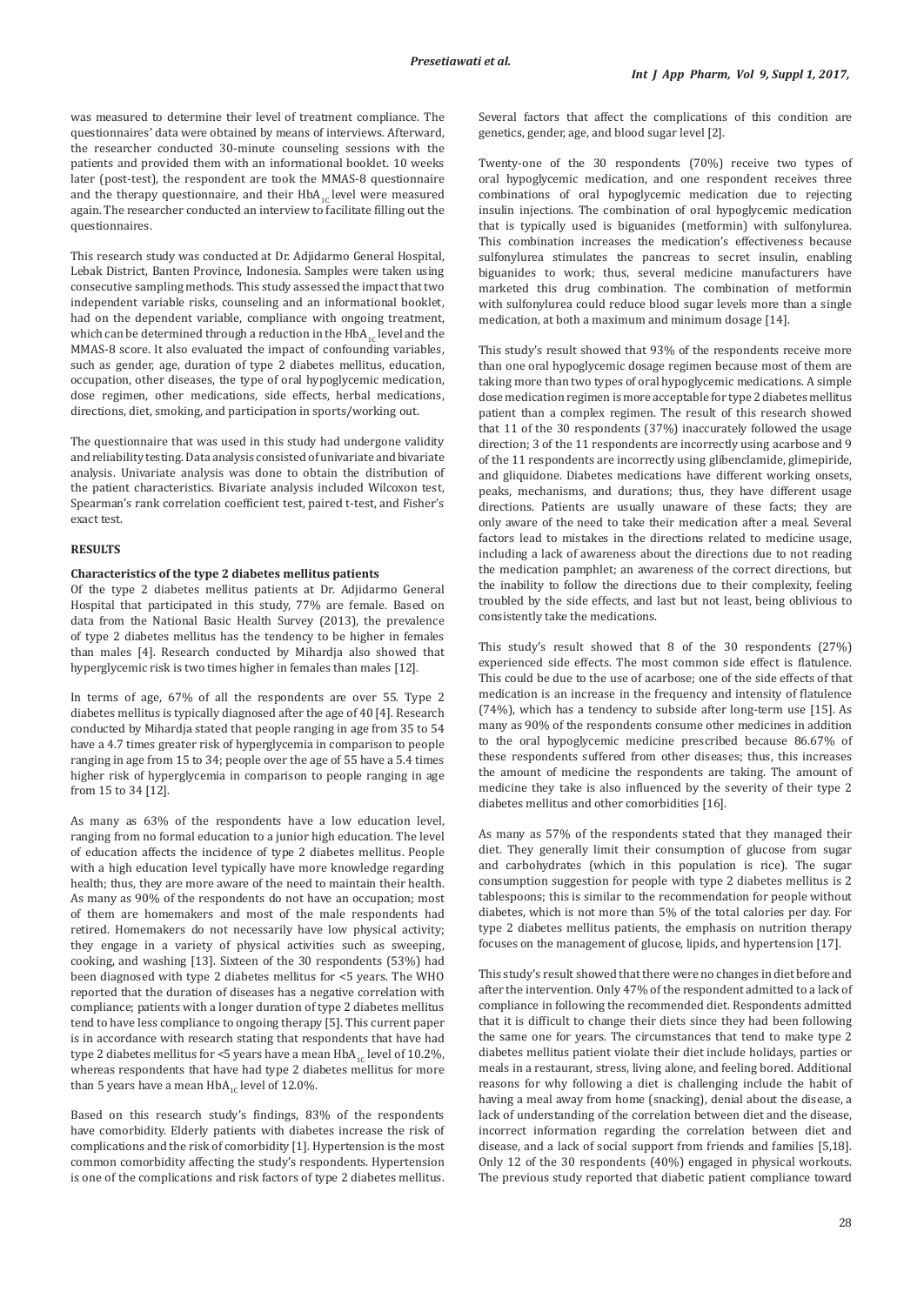was measured to determine their level of treatment compliance. The questionnaires' data were obtained by means of interviews. Afterward, the researcher conducted 30-minute counseling sessions with the patients and provided them with an informational booklet. 10 weeks later (post-test), the respondent are took the MMAS-8 questionnaire and the therapy questionnaire, and their $HbA_{1C}$ level were measured again. The researcher conducted an interview to facilitate filling out the questionnaires.

This research study was conducted at Dr. Adjidarmo General Hospital, Lebak District, Banten Province, Indonesia. Samples were taken using consecutive sampling methods. This study assessed the impact that two independent variable risks, counseling and an informational booklet, had on the dependent variable, compliance with ongoing treatment, which can be determined through a reduction in the $HbA_{1C}$ level and the MMAS-8 score. It also evaluated the impact of confounding variables, such as gender, age, duration of type 2 diabetes mellitus, education, occupation, other diseases, the type of oral hypoglycemic medication, dose regimen, other medications, side effects, herbal medications, directions, diet, smoking, and participation in sports/working out.

The questionnaire that was used in this study had undergone validity and reliability testing. Data analysis consisted of univariate and bivariate analysis. Univariate analysis was done to obtain the distribution of the patient characteristics. Bivariate analysis included Wilcoxon test, Spearman's rank correlation coefficient test, paired t-test, and Fisher's exact test.

## RESULTS

### Characteristics of the type 2 diabetes mellitus patients

Of the type 2 diabetes mellitus patients at Dr. Adjidarmo General Hospital that participated in this study, 77% are female. Based on data from the National Basic Health Survey (2013), the prevalence of type 2 diabetes mellitus has the tendency to be higher in females than males [4]. Research conducted by Mihardja also showed that hyperglycemic risk is two times higher in females than males [12].

In terms of age, 67% of all the respondents are over 55. Type 2 diabetes mellitus is typically diagnosed after the age of 40 [4]. Research conducted by Mihardja stated that people ranging in age from 35 to 54 have a 4.7 times greater risk of hyperglycemia in comparison to people ranging in age from 15 to 34; people over the age of 55 have a 5.4 times higher risk of hyperglycemia in comparison to people ranging in age from 15 to 34 [12].

As many as 63% of the respondents have a low education level, ranging from no formal education to a junior high education. The level of education affects the incidence of type 2 diabetes mellitus. People with a high education level typically have more knowledge regarding health; thus, they are more aware of the need to maintain their health. As many as 90% of the respondents do not have an occupation; most of them are homemakers and most of the male respondents had retired. Homemakers do not necessarily have low physical activity; they engage in a variety of physical activities such as sweeping, cooking, and washing [13]. Sixteen of the 30 respondents (53%) had been diagnosed with type 2 diabetes mellitus for <5 years. The WHO reported that the duration of diseases has a negative correlation with compliance; patients with a longer duration of type 2 diabetes mellitus tend to have less compliance to ongoing therapy [5]. This current paper is in accordance with research stating that respondents that have had type 2 diabetes mellitus for <5 years have a mean $HbA_{1C}$ level of 10.2%, whereas respondents that have had type 2 diabetes mellitus for more than 5 years have a mean $HbA_{1C}$ level of 12.0%.

Based on this research study's findings, 83% of the respondents have comorbidity. Elderly patients with diabetes increase the risk of complications and the risk of comorbidity [1]. Hypertension is the most common comorbidity affecting the study's respondents. Hypertension is one of the complications and risk factors of type 2 diabetes mellitus. Several factors that affect the complications of this condition are genetics, gender, age, and blood sugar level [2].

Twenty-one of the 30 respondents (70%) receive two types of oral hypoglycemic medication, and one respondent receives three combinations of oral hypoglycemic medication due to rejecting insulin injections. The combination of oral hypoglycemic medication that is typically used is biguanides (metformin) with sulfonylurea. This combination increases the medication's effectiveness because sulfonylurea stimulates the pancreas to secret insulin, enabling biguanides to work; thus, several medicine manufacturers have marketed this drug combination. The combination of metformin with sulfonylurea could reduce blood sugar levels more than a single medication, at both a maximum and minimum dosage [14].

This study's result showed that 93% of the respondents receive more than one oral hypoglycemic dosage regimen because most of them are taking more than two types of oral hypoglycemic medications. A simple dose medication regimen is more acceptable for type 2 diabetes mellitus patient than a complex regimen. The result of this research showed that 11 of the 30 respondents (37%) inaccurately followed the usage direction; 3 of the 11 respondents are incorrectly using acarbose and 9 of the 11 respondents are incorrectly using glibenclamide, glimepiride, and gliquidone. Diabetes medications have different working onsets, peaks, mechanisms, and durations; thus, they have different usage directions. Patients are usually unaware of these facts; they are only aware of the need to take their medication after a meal. Several factors lead to mistakes in the directions related to medicine usage, including a lack of awareness about the directions due to not reading the medication pamphlet; an awareness of the correct directions, but the inability to follow the directions due to their complexity, feeling troubled by the side effects, and last but not least, being oblivious to consistently take the medications.

This study's result showed that 8 of the 30 respondents (27%) experienced side effects. The most common side effect is flatulence. This could be due to the use of acarbose; one of the side effects of that medication is an increase in the frequency and intensity of flatulence (74%), which has a tendency to subside after long-term use [15]. As many as 90% of the respondents consume other medicines in addition to the oral hypoglycemic medicine prescribed because 86.67% of these respondents suffered from other diseases; thus, this increases the amount of medicine the respondents are taking. The amount of medicine they take is also influenced by the severity of their type 2 diabetes mellitus and other comorbidities [16].

As many as 57% of the respondents stated that they managed their diet. They generally limit their consumption of glucose from sugar and carbohydrates (which in this population is rice). The sugar consumption suggestion for people with type 2 diabetes mellitus is 2 tablespoons; this is similar to the recommendation for people without diabetes, which is not more than 5% of the total calories per day. For type 2 diabetes mellitus patients, the emphasis on nutrition therapy focuses on the management of glucose, lipids, and hypertension [17].

This study's result showed that there were no changes in diet before and after the intervention. Only 47% of the respondent admitted to a lack of compliance in following the recommended diet. Respondents admitted that it is difficult to change their diets since they had been following the same one for years. The circumstances that tend to make type 2 diabetes mellitus patient violate their diet include holidays, parties or meals in a restaurant, stress, living alone, and feeling bored. Additional reasons for why following a diet is challenging include the habit of having a meal away from home (snacking), denial about the disease, a lack of understanding of the correlation between diet and the disease, incorrect information regarding the correlation between diet and disease, and a lack of social support from friends and families [5,18]. Only 12 of the 30 respondents (40%) engaged in physical workouts. The previous study reported that diabetic patient compliance toward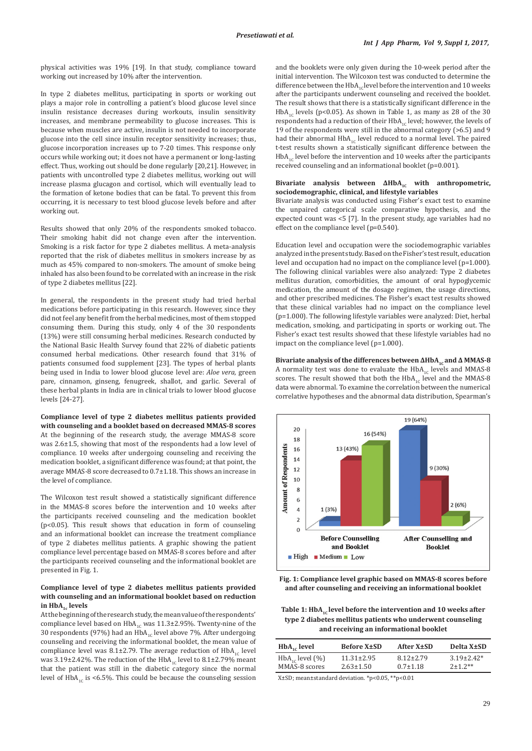physical activities was 19% [19]. In that study, compliance toward working out increased by 10% after the intervention.

In type 2 diabetes mellitus, participating in sports or working out plays a major role in controlling a patient's blood glucose level since insulin resistance decreases during workouts, insulin sensitivity increases, and membrane permeability to glucose increases. This is because when muscles are active, insulin is not needed to incorporate glucose into the cell since insulin receptor sensitivity increases; thus, glucose incorporation increases up to 7-20 times. This response only occurs while working out; it does not have a permanent or long-lasting effect. Thus, working out should be done regularly [20,21]. However, in patients with uncontrolled type 2 diabetes mellitus, working out will increase plasma glucagon and cortisol, which will eventually lead to the formation of ketone bodies that can be fatal. To prevent this from occurring, it is necessary to test blood glucose levels before and after working out.

Results showed that only 20% of the respondents smoked tobacco. Their smoking habit did not change even after the intervention. Smoking is a risk factor for type 2 diabetes mellitus. A meta-analysis reported that the risk of diabetes mellitus in smokers increase by as much as 45% compared to non-smokers. The amount of smoke being inhaled has also been found to be correlated with an increase in the risk of type 2 diabetes mellitus [22].

In general, the respondents in the present study had tried herbal medications before participating in this research. However, since they did not feel any benefit from the herbal medicines, most of them stopped consuming them. During this study, only 4 of the 30 respondents (13%) were still consuming herbal medicines. Research conducted by the National Basic Health Survey found that 22% of diabetic patients consumed herbal medications. Other research found that 31% of patients consumed food supplement [23]. The types of herbal plants being used in India to lower blood glucose level are: *Aloe vera*, green pare, cinnamon, ginseng, fenugreek, shallot, and garlic. Several of these herbal plants in India are in clinical trials to lower blood glucose levels [24-27].

**Compliance level of type 2 diabetes mellitus patients provided with counseling and a booklet based on decreased MMAS-8 scores**

At the beginning of the research study, the average MMAS-8 score was 2.6±1.5, showing that most of the respondents had a low level of compliance. 10 weeks after undergoing counseling and receiving the medication booklet, a significant difference was found; at that point, the average MMAS-8 score decreased to 0.7±1.18. This shows an increase in the level of compliance.

The Wilcoxon test result showed a statistically significant difference in the MMAS-8 scores before the intervention and 10 weeks after the participants received counseling and the medication booklet ($p<0.05$). This result shows that education in form of counseling and an informational booklet can increase the treatment compliance of type 2 diabetes mellitus patients. A graphic showing the patient compliance level percentage based on MMAS-8 scores before and after the participants received counseling and the informational booklet are presented in Fig. 1.

**Compliance level of type 2 diabetes mellitus patients provided with counseling and an informational booklet based on reduction in $HbA_{1c}$ levels**

At the beginning of the research study, the mean value of the respondents' compliance level based on $HbA_{1c}$ was 11.3±2.95%. Twenty-nine of the 30 respondents (97%) had an $HbA_{1c}$ level above 7%. After undergoing counseling and receiving the informational booklet, the mean value of compliance level was 8.1±2.79. The average reduction of $HbA_{1c}$ level was 3.19±2.42%. The reduction of the $HbA_{1c}$ level to 8.1±2.79% meant that the patient was still in the diabetic category since the normal level of $HbA_{1c}$ is <6.5%. This could be because the counseling session and the booklets were only given during the 10-week period after the initial intervention. The Wilcoxon test was conducted to determine the difference between the $HbA_{1c}$ level before the intervention and 10 weeks after the participants underwent counseling and received the booklet. The result shows that there is a statistically significant difference in the $HbA_{1c}$ levels ($p<0.05$). As shown in Table 1, as many as 28 of the 30 respondents had a reduction of their $HbA_{1c}$ level; however, the levels of 19 of the respondents were still in the abnormal category (>6.5) and 9 had their abnormal $HbA_{1c}$ level reduced to a normal level. The paired t-test results shown a statistically significant difference between the $HbA_{1c}$ level before the intervention and 10 weeks after the participants received counseling and an informational booklet ($p=0.001$).

**Bivariate analysis between $\Delta HbA_{1c}$ with anthropometric, sociodemographic, clinical, and lifestyle variables**

Bivariate analysis was conducted using Fisher's exact test to examine the unpaired categorical scale comparative hypothesis, and the expected count was <5 [7]. In the present study, age variables had no effect on the compliance level ($p=0.540$).

Education level and occupation were the sociodemographic variables analyzed in the present study. Based on the Fisher's test result, education level and occupation had no impact on the compliance level ($p=1.000$). The following clinical variables were also analyzed: Type 2 diabetes mellitus duration, comorbidities, the amount of oral hypoglycemic medication, the amount of the dosage regimen, the usage directions, and other prescribed medicines. The Fisher's exact test results showed that these clinical variables had no impact on the compliance level ($p=1.000$). The following lifestyle variables were analyzed: Diet, herbal medication, smoking, and participating in sports or working out. The Fisher's exact test results showed that these lifestyle variables had no impact on the compliance level ($p=1.000$).

**Bivariate analysis of the differences between $\Delta HbA_{1c}$ and $\Delta$ MMAS-8**

A normality test was done to evaluate the $HbA_{1c}$ levels and MMAS-8 scores. The result showed that both the $HbA_{1c}$ level and the MMAS-8 data were abnormal. To examine the correlation between the numerical correlative hypotheses and the abnormal data distribution, Spearman's

**Fig. 1: Compliance level graphic based on MMAS-8 scores before and after counseling and receiving an informational booklet**

**Table 1: $HbA_{1c}$ level before the intervention and 10 weeks after type 2 diabetes mellitus patients who underwent counseling and receiving an informational booklet**

| $HbA_{1c}$ level | Before X±SD | After X±SD | Delta X±SD |
|---|---|---|---|
| $HbA_{1c}$ level (%) | 11.31±2.95 | 8.12±2.79 | 3.19±2.42* |
| MMAS-8 scores | 2.63±1.50 | 0.7±1.18 | 2±1.2** |

X±SD; mean±standard deviation. *p<0.05, **p<0.01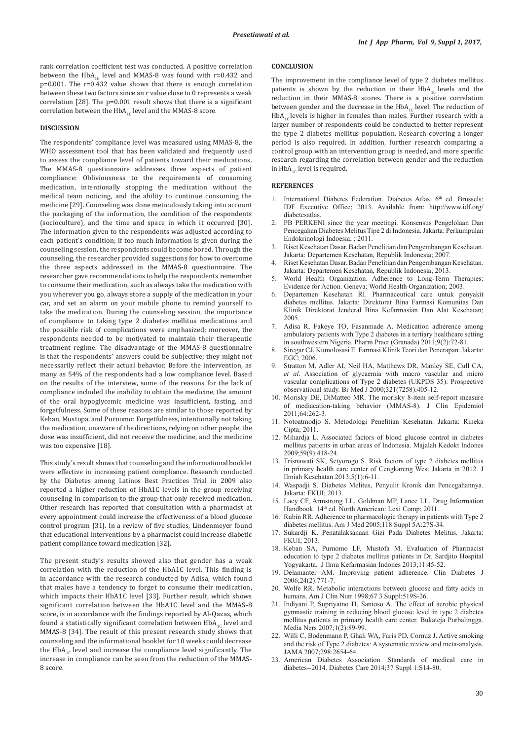rank correlation coefficient test was conducted. A positive correlation between the $HbA_{1C}$ level and MMAS-8 was found with r=0.432 and p=0.001. The r=0.432 value shows that there is enough correlation between these two factors since an r value close to 0 represents a weak correlation [28]. The p=0.001 result shows that there is a significant correlation between the $HbA_{1C}$ level and the MMAS-8 score.

## DISCUSSION

The respondents' compliance level was measured using MMAS-8, the WHO assessment tool that has been validated and frequently used to assess the compliance level of patients toward their medications. The MMAS-8 questionnaire addresses three aspects of patient compliance: Obliviousness to the requirements of consuming medication, intentionally stopping the medication without the medical team noticing, and the ability to continue consuming the medicine [29]. Counseling was done meticulously taking into account the packaging of the information, the condition of the respondents (socioculture), and the time and space in which it occurred [30]. The information given to the respondents was adjusted according to each patient's condition; if too much information is given during the counseling session, the respondents could become bored. Through the counseling, the researcher provided suggestions for how to overcome the three aspects addressed in the MMAS-8 questionnaire. The researcher gave recommendations to help the respondents remember to consume their medication, such as always take the medication with you wherever you go, always store a supply of the medication in your car, and set an alarm on your mobile phone to remind yourself to take the medication. During the counseling session, the importance of compliance to taking type 2 diabetes mellitus medications and the possible risk of complications were emphasized; moreover, the respondents needed to be motivated to maintain their therapeutic treatment regime. The disadvantage of the MMAS-8 questionnaire is that the respondents' answers could be subjective; they might not necessarily reflect their actual behavior. Before the intervention, as many as 54% of the respondents had a low compliance level. Based on the results of the interview, some of the reasons for the lack of compliance included the inability to obtain the medicine, the amount of the oral hypoglycemic medicine was insufficient, fasting, and forgetfulness. Some of these reasons are similar to those reported by Keban, Mustopa, and Purnomo: Forgetfulness, intentionally not taking the medication, unaware of the directions, relying on other people, the dose was insufficient, did not receive the medicine, and the medicine was too expensive [18].

This study's result shows that counseling and the informational booklet were effective in increasing patient compliance. Research conducted by the Diabetes among Latinos Best Practices Trial in 2009 also reported a higher reduction of HbA1C levels in the group receiving counseling in comparison to the group that only received medication. Other research has reported that consultation with a pharmacist at every appointment could increase the effectiveness of a blood glucose control program [31]. In a review of five studies, Lindenmeyer found that educational interventions by a pharmacist could increase diabetic patient compliance toward medication [32].

The present study's results showed also that gender has a weak correlation with the reduction of the HbA1C level. This finding is in accordance with the research conducted by Adisa, which found that males have a tendency to forget to consume their medication, which impacts their HbA1C level [33]. Further result, which shows significant correlation between the HbA1C level and the MMAS-8 score, is in accordance with the findings reported by Al-Qazaz, which found a statistically significant correlation between $HbA_{1C}$ level and MMAS-8 [34]. The result of this present research study shows that counseling and the informational booklet for 10 weeks could decrease the $HbA_{1C}$ level and increase the compliance level significantly. The increase in compliance can be seen from the reduction of the MMAS-8 score.

## CONCLUSION

The improvement in the compliance level of type 2 diabetes mellitus patients is shown by the reduction in their $HbA_{1C}$ levels and the reduction in their MMAS-8 scores. There is a positive correlation between gender and the decrease in the $HbA_{1C}$ level. The reduction of $HbA_{1C}$ levels is higher in females than males. Further research with a larger number of respondents could be conducted to better represent the type 2 diabetes mellitus population. Research covering a longer period is also required. In addition, further research comparing a control group with an intervention group is needed, and more specific research regarding the correlation between gender and the reduction in $HbA_{1C}$ level is required.

## REFERENCES

1. International Diabetes Federation. Diabetes Atlas. 6th ed. Brussels: IDF Executive Office; 2013. Available from: http://www.idf.org/diabetesatlas.
2. PB PERKENI since the year meetingi. Konsensus Pengelolaan Dan Pencegahan Diabetes Melitus Tipe 2 di Indonesia. Jakarta: Perkumpulan Endokrinologi Indoesia; ; 2011.
3. Riset Kesehatan Dasar. Badan Penelitian dan Pengembangan Kesehatan. Jakarta: Departemen Kesehatan, Republik Indonesia; 2007.
4. Riset Kesehatan Dasar. Badan Penelitian dan Pengembangan Kesehatan. Jakarta: Departemen Kesehatan, Republik Indonesia; 2013.
5. World Health Organization. Adherence to Long-Term Therapies: Evidence for Action. Geneva: World Health Organization; 2003.
6. Departemen Kesehatan RI. Pharmaceutical care untuk penyakit diabetes mellitus. Jakarta: Direktorat Bina Farmasi Komunitas Dan Klinik Direktorat Jenderal Bina Kefarmasian Dan Alat Kesehatan; 2005.
7. Adisa R, Fakeye TO, Fasanmade A. Medication adherence among ambulatory patients with Type 2 diabetes in a tertiary healthcare setting in southwestern Nigeria. Pharm Pract (Granada) 2011;9(2):72-81.
8. Siregar CJ, Kumolosasi E. Farmasi Klinik Teori dan Penerapan. Jakarta: EGC; 2006.
9. Stratton M, Adler AI, Neil HA, Matthews DR, Manley SE, Cull CA, *et al*. Association of glycaemia with macro vascular and micro vascular complications of Type 2 diabetes (UKPDS 35): Prospective observational study. Br Med J 2000;321(7258):405-12.
10. Morisky DE, DiMatteo MR. The morisky 8-item self-report measure of mediacation-taking behavior (MMAS-8). J Clin Epidemiol 2011;64:262-3.
11. Notoatmodjo S. Metodologi Penelitian Kesehatan. Jakarta: Rineka Cipta; 2011.
12. Mihardja L. Associated factors of blood glucose control in diabetes mellitus patients in urban areas of Indonesia. Majalah Kedokt Indones 2009;59(9):418-24.
13. Trisnawati SK, Setyorogo S. Risk factors of type 2 diabetes mellitus in primary health care center of Cengkareng West Jakarta in 2012. J Ilmiah Kesehatan 2013;5(1):6-11.
14. Waspadji S. Diabetes Melitus, Penyulit Kronik dan Pencegahannya. Jakarta: FKUI; 2013.
15. Lacy CF, Armstrong LL, Goldman MP, Lance LL. Drug Information Handbook. 14th ed. North American: Lexi Comp; 2011.
16. Rubin RR. Adherence to pharmacologic therapy in patients with Type 2 diabetes mellitus. Am J Med 2005;118 Suppl 5A:27S-34.
17. Sukardji K. Penatalaksanaan Gizi Pada Diabetes Melitus. Jakarta: FKUI; 2013.
18. Keban SA, Purnomo LF, Mustofa M. Evaluation of Pharmacist education to type 2 diabetes mellitus patients in Dr. Sardjito Hospital Yogyakarta. J Ilmu Kefarmasian Indones 2013;11:45-52.
19. Delamanter AM. Improving patient adherence. Clin Diabetes J 2006;24(2):771-7.
20. Wolfe RR. Metabolic interactions between glucose and fatty acids in humans. Am J Clin Nutr 1998;67 3 Suppl:519S-26.
21. Indiyani P, Supriyatno H, Santoso A. The effect of aerobic physical gymnastic training in reducing blood glucose level in type 2 diabetes mellitus patients in primary health care center. Bukateja Purbalingga. Media Ners 2007;1(2):89-99.
22. Willi C, Bodenmann P, Ghali WA, Faris PD, Cornuz J. Active smoking and the risk of Type 2 diabetes: A systematic review and meta-analysis. JAMA 2007;298:2654-64.
23. American Diabetes Association. Standards of medical care in diabetes--2014. Diabetes Care 2014;37 Suppl 1:S14-80.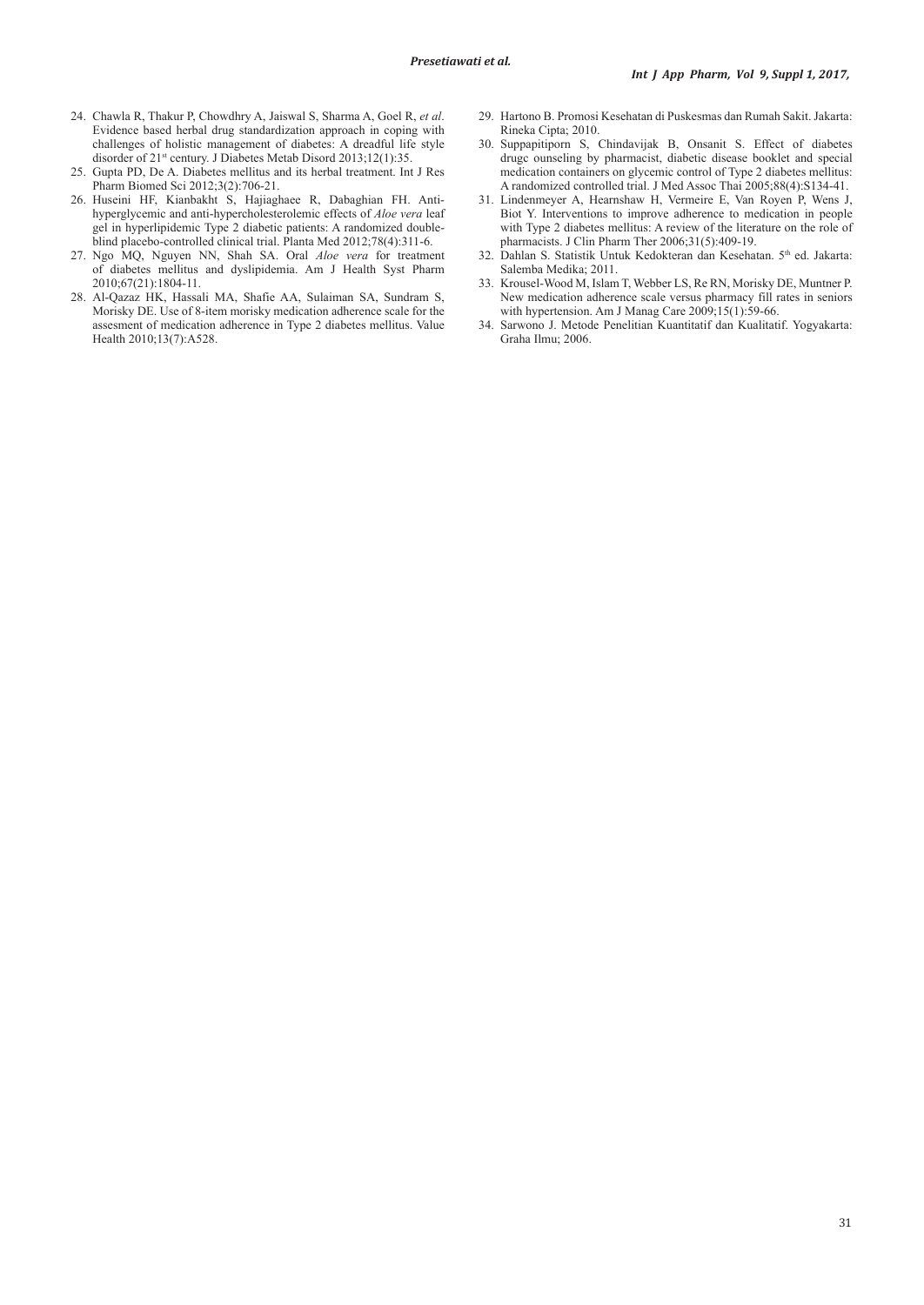24. Chawla R, Thakur P, Chowdhry A, Jaiswal S, Sharma A, Goel R, *et al*. Evidence based herbal drug standardization approach in coping with challenges of holistic management of diabetes: A dreadful life style disorder of 21st century. J Diabetes Metab Disord 2013;12(1):35.
25. Gupta PD, De A. Diabetes mellitus and its herbal treatment. Int J Res Pharm Biomed Sci 2012;3(2):706-21.
26. Huseini HF, Kianbakht S, Hajiaghaee R, Dabaghian FH. Anti-hyperglycemic and anti-hypercholesterolemic effects of *Aloe vera* leaf gel in hyperlipidemic Type 2 diabetic patients: A randomized double-blind placebo-controlled clinical trial. Planta Med 2012;78(4):311-6.
27. Ngo MQ, Nguyen NN, Shah SA. Oral *Aloe vera* for treatment of diabetes mellitus and dyslipidemia. Am J Health Syst Pharm 2010;67(21):1804-11.
28. Al-Qazaz HK, Hassali MA, Shafie AA, Sulaiman SA, Sundram S, Morisky DE. Use of 8-item morisky medication adherence scale for the assesment of medication adherence in Type 2 diabetes mellitus. Value Health 2010;13(7):A528.
29. Hartono B. Promosi Kesehatan di Puskesmas dan Rumah Sakit. Jakarta: Rineka Cipta; 2010.
30. Suppapitiporn S, Chindavijak B, Onsanit S. Effect of diabetes drugc ounseling by pharmacist, diabetic disease booklet and special medication containers on glycemic control of Type 2 diabetes mellitus: A randomized controlled trial. J Med Assoc Thai 2005;88(4):S134-41.
31. Lindenmeyer A, Hearnshaw H, Vermeire E, Van Royen P, Wens J, Biot Y. Interventions to improve adherence to medication in people with Type 2 diabetes mellitus: A review of the literature on the role of pharmacists. J Clin Pharm Ther 2006;31(5):409-19.
32. Dahlan S. Statistik Untuk Kedokteran dan Kesehatan. 5th ed. Jakarta: Salemba Medika; 2011.
33. Krousel-Wood M, Islam T, Webber LS, Re RN, Morisky DE, Muntner P. New medication adherence scale versus pharmacy fill rates in seniors with hypertension. Am J Manag Care 2009;15(1):59-66.
34. Sarwono J. Metode Penelitian Kuantitatif dan Kualitatif. Yogyakarta: Graha Ilmu; 2006.